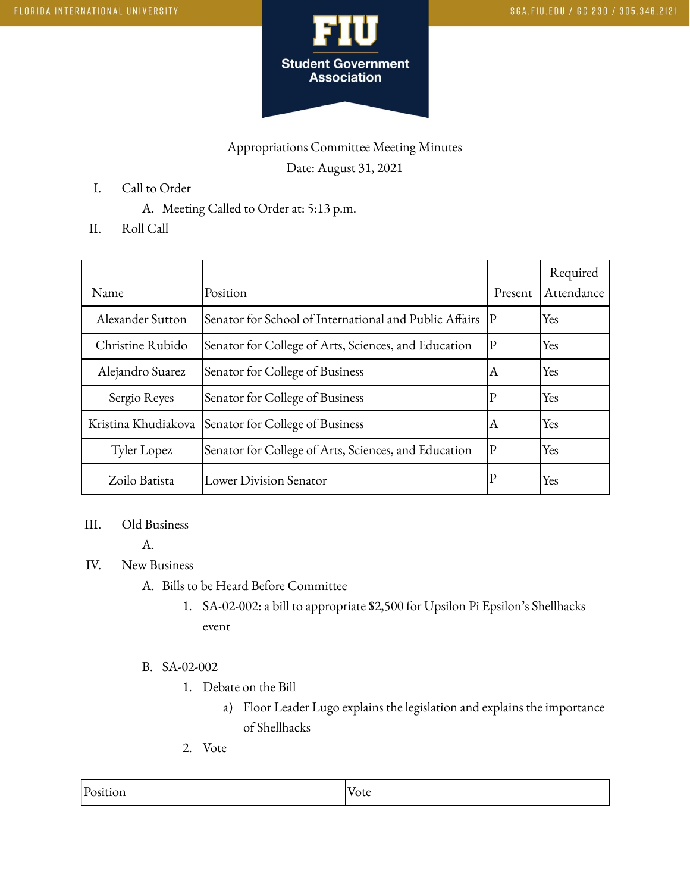Appropriations Committee Meeting Minutes

Date: August 31, 2021

I. Call to Order
   A. Meeting Called to Order at: 5:13 p.m.

II. Roll Call

| Name | Position | Present | Required Attendance |
|---|---|---|---|
| Alexander Sutton | Senator for School of International and Public Affairs | P | Yes |
| Christine Rubido | Senator for College of Arts, Sciences, and Education | P | Yes |
| Alejandro Suarez | Senator for College of Business | A | Yes |
| Sergio Reyes | Senator for College of Business | P | Yes |
| Kristina Khudiakova | Senator for College of Business | A | Yes |
| Tyler Lopez | Senator for College of Arts, Sciences, and Education | P | Yes |
| Zoilo Batista | Lower Division Senator | P | Yes |

III. Old Business
   A.

IV. New Business
   A. Bills to be Heard Before Committee
      1. SA-02-002: a bill to appropriate $2,500 for Upsilon Pi Epsilon's Shellhacks event

   B. SA-02-002
      1. Debate on the Bill
         a) Floor Leader Lugo explains the legislation and explains the importance of Shellhacks
      2. Vote

| Position | Vote |
|---|---|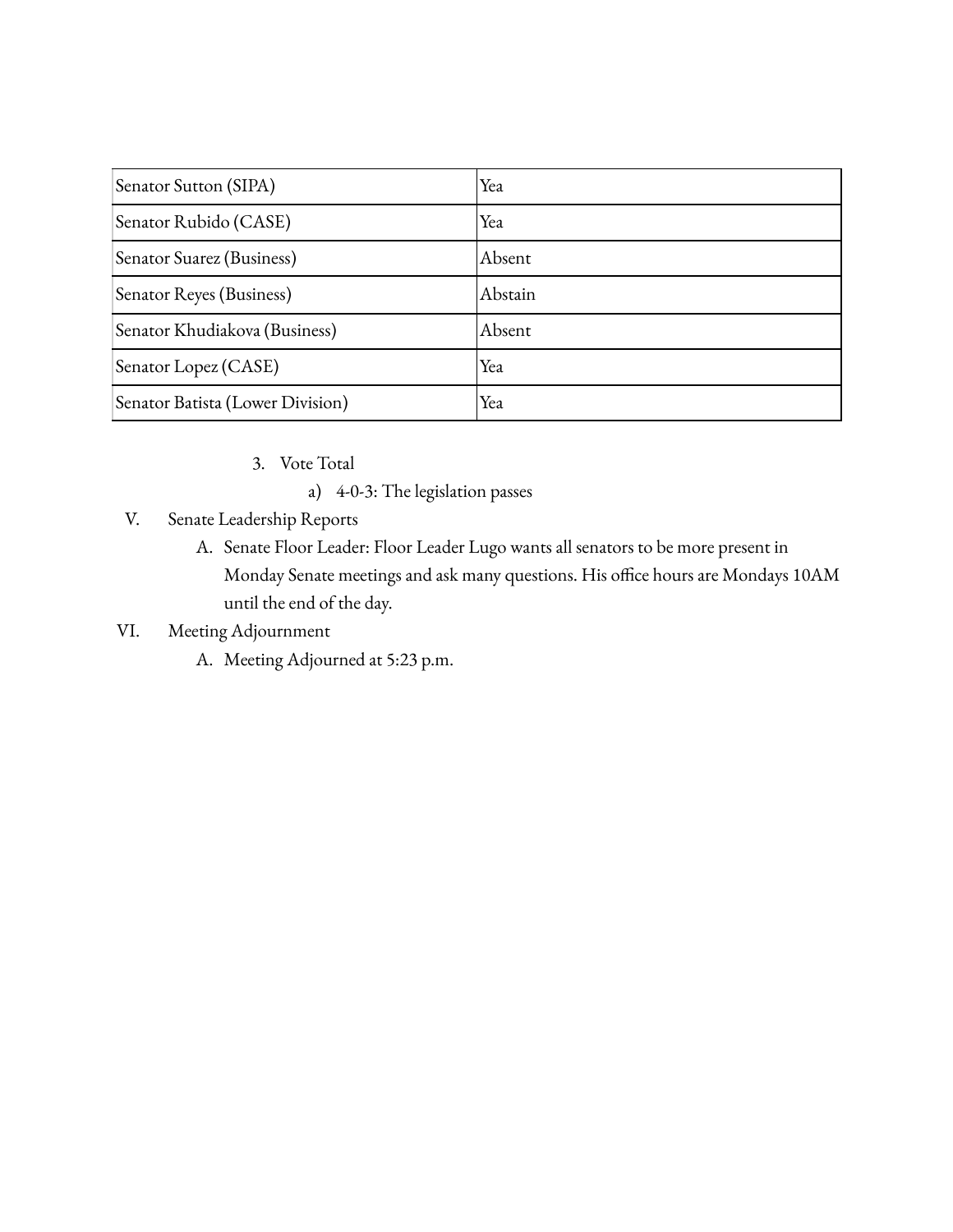| | |
|---|---|
| Senator Sutton (SIPA) | Yea |
| Senator Rubido (CASE) | Yea |
| Senator Suarez (Business) | Absent |
| Senator Reyes (Business) | Abstain |
| Senator Khudiakova (Business) | Absent |
| Senator Lopez (CASE) | Yea |
| Senator Batista (Lower Division) | Yea |

3. Vote Total
    a) 4-0-3: The legislation passes

V. Senate Leadership Reports
   A. Senate Floor Leader: Floor Leader Lugo wants all senators to be more present in Monday Senate meetings and ask many questions. His office hours are Mondays 10AM until the end of the day.

VI. Meeting Adjournment
   A. Meeting Adjourned at 5:23 p.m.